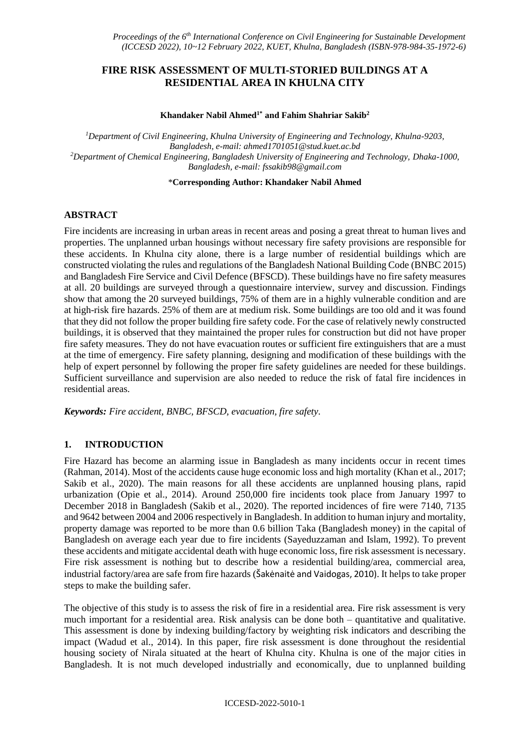# FIRE RISK ASSESSMENT OF MULTI-STORIED BUILDINGS AT A RESIDENTIAL AREA IN KHULNA CITY

**Khandaker Nabil Ahmed[1*] and Fahim Shahriar Sakib[2]**

[1]Department of Civil Engineering, Khulna University of Engineering and Technology, Khulna-9203, Bangladesh, e-mail: ahmed1701051@stud.kuet.ac.bd

[2]Department of Chemical Engineering, Bangladesh University of Engineering and Technology, Dhaka-1000, Bangladesh, e-mail: fssakib98@gmail.com

**\*Corresponding Author: Khandaker Nabil Ahmed**

## ABSTRACT

Fire incidents are increasing in urban areas in recent areas and posing a great threat to human lives and properties. The unplanned urban housings without necessary fire safety provisions are responsible for these accidents. In Khulna city alone, there is a large number of residential buildings which are constructed violating the rules and regulations of the Bangladesh National Building Code (BNBC 2015) and Bangladesh Fire Service and Civil Defence (BFSCD). These buildings have no fire safety measures at all. 20 buildings are surveyed through a questionnaire interview, survey and discussion. Findings show that among the 20 surveyed buildings, 75% of them are in a highly vulnerable condition and are at high-risk fire hazards. 25% of them are at medium risk. Some buildings are too old and it was found that they did not follow the proper building fire safety code. For the case of relatively newly constructed buildings, it is observed that they maintained the proper rules for construction but did not have proper fire safety measures. They do not have evacuation routes or sufficient fire extinguishers that are a must at the time of emergency. Fire safety planning, designing and modification of these buildings with the help of expert personnel by following the proper fire safety guidelines are needed for these buildings. Sufficient surveillance and supervision are also needed to reduce the risk of fatal fire incidences in residential areas.

***Keywords:*** *Fire accident, BNBC, BFSCD, evacuation, fire safety.*

## 1. INTRODUCTION

Fire Hazard has become an alarming issue in Bangladesh as many incidents occur in recent times (Rahman, 2014). Most of the accidents cause huge economic loss and high mortality (Khan et al., 2017; Sakib et al., 2020). The main reasons for all these accidents are unplanned housing plans, rapid urbanization (Opie et al., 2014). Around 250,000 fire incidents took place from January 1997 to December 2018 in Bangladesh (Sakib et al., 2020). The reported incidences of fire were 7140, 7135 and 9642 between 2004 and 2006 respectively in Bangladesh. In addition to human injury and mortality, property damage was reported to be more than 0.6 billion Taka (Bangladesh money) in the capital of Bangladesh on average each year due to fire incidents (Sayeduzzaman and Islam, 1992). To prevent these accidents and mitigate accidental death with huge economic loss, fire risk assessment is necessary. Fire risk assessment is nothing but to describe how a residential building/area, commercial area, industrial factory/area are safe from fire hazards (Šakėnaitė and Vaidogas, 2010). It helps to take proper steps to make the building safer.

The objective of this study is to assess the risk of fire in a residential area. Fire risk assessment is very much important for a residential area. Risk analysis can be done both – quantitative and qualitative. This assessment is done by indexing building/factory by weighting risk indicators and describing the impact (Wadud et al., 2014). In this paper, fire risk assessment is done throughout the residential housing society of Nirala situated at the heart of Khulna city. Khulna is one of the major cities in Bangladesh. It is not much developed industrially and economically, due to unplanned building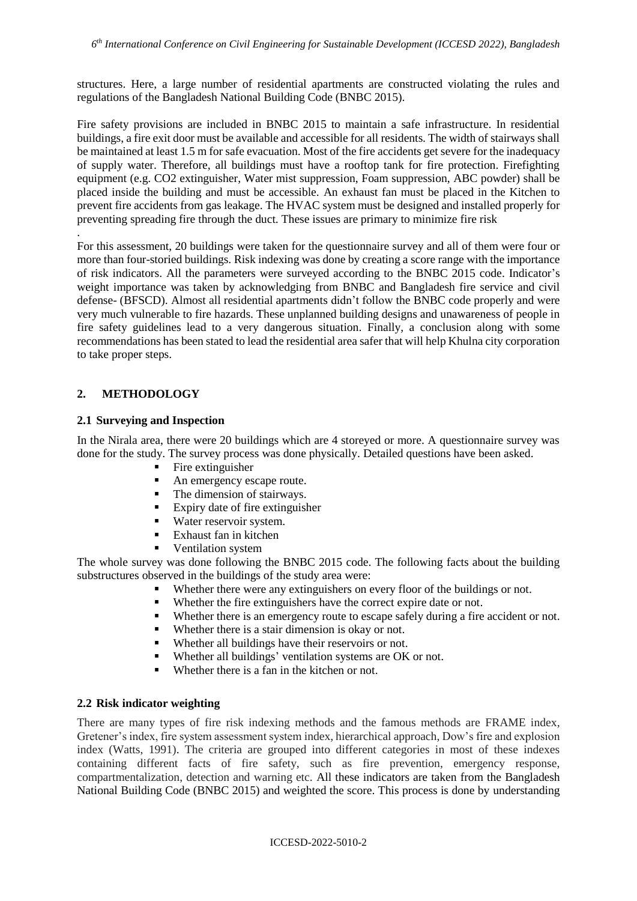structures. Here, a large number of residential apartments are constructed violating the rules and regulations of the Bangladesh National Building Code (BNBC 2015).

Fire safety provisions are included in BNBC 2015 to maintain a safe infrastructure. In residential buildings, a fire exit door must be available and accessible for all residents. The width of stairways shall be maintained at least 1.5 m for safe evacuation. Most of the fire accidents get severe for the inadequacy of supply water. Therefore, all buildings must have a rooftop tank for fire protection. Firefighting equipment (e.g. $CO_2$ extinguisher, Water mist suppression, Foam suppression, ABC powder) shall be placed inside the building and must be accessible. An exhaust fan must be placed in the Kitchen to prevent fire accidents from gas leakage. The HVAC system must be designed and installed properly for preventing spreading fire through the duct. These issues are primary to minimize fire risk

.

For this assessment, 20 buildings were taken for the questionnaire survey and all of them were four or more than four-storied buildings. Risk indexing was done by creating a score range with the importance of risk indicators. All the parameters were surveyed according to the BNBC 2015 code. Indicator's weight importance was taken by acknowledging from BNBC and Bangladesh fire service and civil defense- (BFSCD). Almost all residential apartments didn't follow the BNBC code properly and were very much vulnerable to fire hazards. These unplanned building designs and unawareness of people in fire safety guidelines lead to a very dangerous situation. Finally, a conclusion along with some recommendations has been stated to lead the residential area safer that will help Khulna city corporation to take proper steps.

## 2. METHODOLOGY

### 2.1 Surveying and Inspection

In the Nirala area, there were 20 buildings which are 4 storeyed or more. A questionnaire survey was done for the study. The survey process was done physically. Detailed questions have been asked.

- Fire extinguisher
- An emergency escape route.
- The dimension of stairways.
- Expiry date of fire extinguisher
- Water reservoir system.
- Exhaust fan in kitchen
- Ventilation system

The whole survey was done following the BNBC 2015 code. The following facts about the building substructures observed in the buildings of the study area were:

- Whether there were any extinguishers on every floor of the buildings or not.
- Whether the fire extinguishers have the correct expire date or not.
- Whether there is an emergency route to escape safely during a fire accident or not.
- Whether there is a stair dimension is okay or not.
- Whether all buildings have their reservoirs or not.
- Whether all buildings' ventilation systems are OK or not.
- Whether there is a fan in the kitchen or not.

### 2.2 Risk indicator weighting

There are many types of fire risk indexing methods and the famous methods are FRAME index, Gretener's index, fire system assessment system index, hierarchical approach, Dow's fire and explosion index (Watts, 1991). The criteria are grouped into different categories in most of these indexes containing different facts of fire safety, such as fire prevention, emergency response, compartmentalization, detection and warning etc. All these indicators are taken from the Bangladesh National Building Code (BNBC 2015) and weighted the score. This process is done by understanding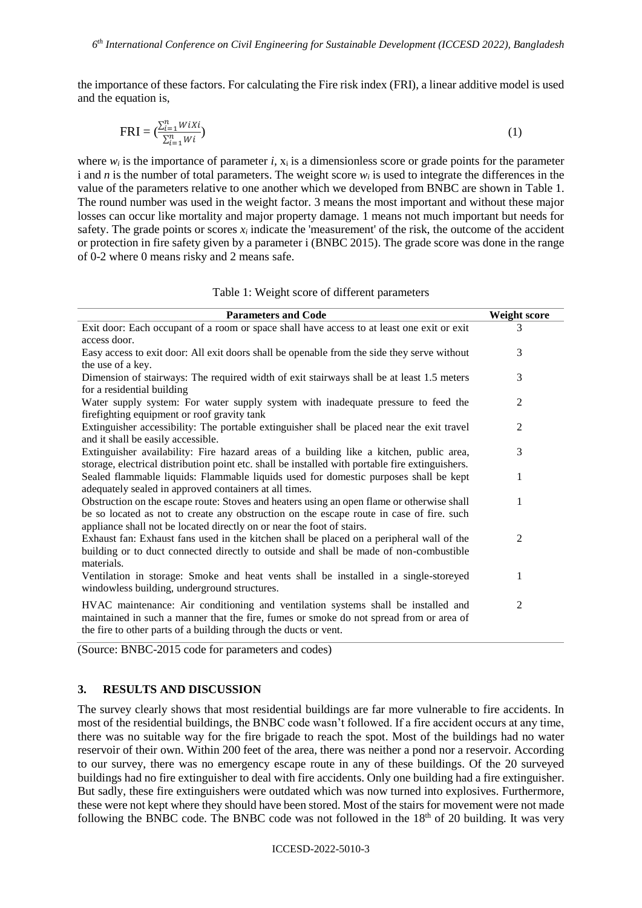the importance of these factors. For calculating the Fire risk index (FRI), a linear additive model is used and the equation is,

$$\text{FRI} = \left(\frac{\sum_{i=1}^{n} WiXi}{\sum_{i=1}^{n} Wi}\right) \tag{1}$$

where $w_i$ is the importance of parameter $i$, $x_i$ is a dimensionless score or grade points for the parameter i and $n$ is the number of total parameters. The weight score $w_i$ is used to integrate the differences in the value of the parameters relative to one another which we developed from BNBC are shown in Table 1. The round number was used in the weight factor. 3 means the most important and without these major losses can occur like mortality and major property damage. 1 means not much important but needs for safety. The grade points or scores $x_i$ indicate the 'measurement' of the risk, the outcome of the accident or protection in fire safety given by a parameter i (BNBC 2015). The grade score was done in the range of 0-2 where 0 means risky and 2 means safe.

Table 1: Weight score of different parameters

| Parameters and Code | Weight score |
|---|---|
| Exit door: Each occupant of a room or space shall have access to at least one exit or exit access door. | 3 |
| Easy access to exit door: All exit doors shall be openable from the side they serve without the use of a key. | 3 |
| Dimension of stairways: The required width of exit stairways shall be at least 1.5 meters for a residential building | 3 |
| Water supply system: For water supply system with inadequate pressure to feed the firefighting equipment or roof gravity tank | 2 |
| Extinguisher accessibility: The portable extinguisher shall be placed near the exit travel and it shall be easily accessible. | 2 |
| Extinguisher availability: Fire hazard areas of a building like a kitchen, public area, storage, electrical distribution point etc. shall be installed with portable fire extinguishers. | 3 |
| Sealed flammable liquids: Flammable liquids used for domestic purposes shall be kept adequately sealed in approved containers at all times. | 1 |
| Obstruction on the escape route: Stoves and heaters using an open flame or otherwise shall be so located as not to create any obstruction on the escape route in case of fire. such appliance shall not be located directly on or near the foot of stairs. | 1 |
| Exhaust fan: Exhaust fans used in the kitchen shall be placed on a peripheral wall of the building or to duct connected directly to outside and shall be made of non-combustible materials. | 2 |
| Ventilation in storage: Smoke and heat vents shall be installed in a single-storeyed windowless building, underground structures. | 1 |
| HVAC maintenance: Air conditioning and ventilation systems shall be installed and maintained in such a manner that the fire, fumes or smoke do not spread from or area of the fire to other parts of a building through the ducts or vent. | 2 |

(Source: BNBC-2015 code for parameters and codes)

## 3. RESULTS AND DISCUSSION

The survey clearly shows that most residential buildings are far more vulnerable to fire accidents. In most of the residential buildings, the BNBC code wasn't followed. If a fire accident occurs at any time, there was no suitable way for the fire brigade to reach the spot. Most of the buildings had no water reservoir of their own. Within 200 feet of the area, there was neither a pond nor a reservoir. According to our survey, there was no emergency escape route in any of these buildings. Of the 20 surveyed buildings had no fire extinguisher to deal with fire accidents. Only one building had a fire extinguisher. But sadly, these fire extinguishers were outdated which was now turned into explosives. Furthermore, these were not kept where they should have been stored. Most of the stairs for movement were not made following the BNBC code. The BNBC code was not followed in the 18th of 20 building. It was very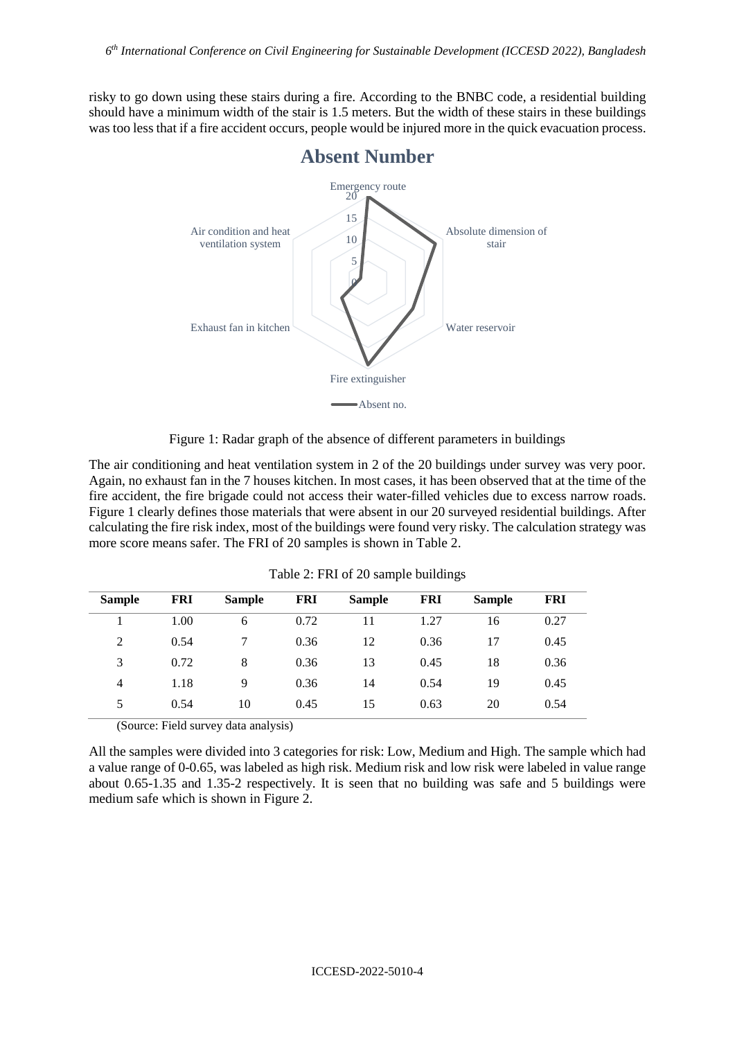risky to go down using these stairs during a fire. According to the BNBC code, a residential building should have a minimum width of the stair is 1.5 meters. But the width of these stairs in these buildings was too less that if a fire accident occurs, people would be injured more in the quick evacuation process.

Figure 1: Radar graph of the absence of different parameters in buildings

The air conditioning and heat ventilation system in 2 of the 20 buildings under survey was very poor. Again, no exhaust fan in the 7 houses kitchen. In most cases, it has been observed that at the time of the fire accident, the fire brigade could not access their water-filled vehicles due to excess narrow roads. Figure 1 clearly defines those materials that were absent in our 20 surveyed residential buildings. After calculating the fire risk index, most of the buildings were found very risky. The calculation strategy was more score means safer. The FRI of 20 samples is shown in Table 2.

Table 2: FRI of 20 sample buildings

| Sample | FRI | Sample | FRI | Sample | FRI | Sample | FRI |
|---|---|---|---|---|---|---|---|
| 1 | 1.00 | 6 | 0.72 | 11 | 1.27 | 16 | 0.27 |
| 2 | 0.54 | 7 | 0.36 | 12 | 0.36 | 17 | 0.45 |
| 3 | 0.72 | 8 | 0.36 | 13 | 0.45 | 18 | 0.36 |
| 4 | 1.18 | 9 | 0.36 | 14 | 0.54 | 19 | 0.45 |
| 5 | 0.54 | 10 | 0.45 | 15 | 0.63 | 20 | 0.54 |

(Source: Field survey data analysis)

All the samples were divided into 3 categories for risk: Low, Medium and High. The sample which had a value range of 0-0.65, was labeled as high risk. Medium risk and low risk were labeled in value range about 0.65-1.35 and 1.35-2 respectively. It is seen that no building was safe and 5 buildings were medium safe which is shown in Figure 2.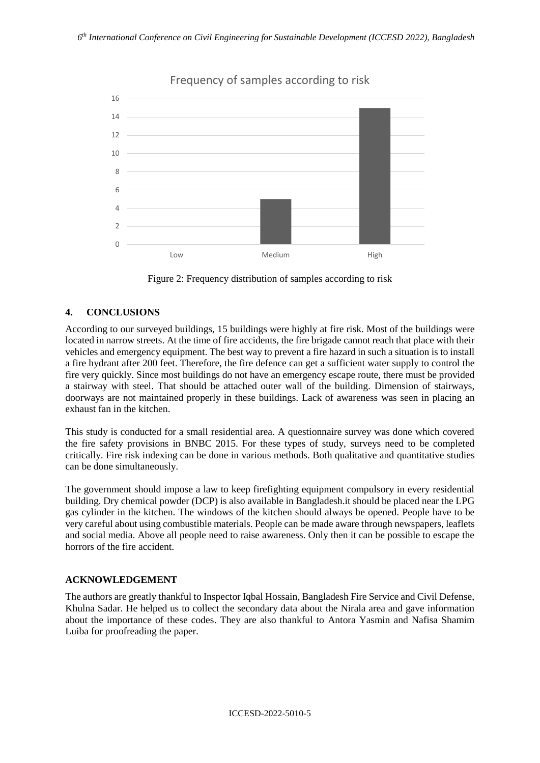Figure 2: Frequency distribution of samples according to risk

## 4. CONCLUSIONS

According to our surveyed buildings, 15 buildings were highly at fire risk. Most of the buildings were located in narrow streets. At the time of fire accidents, the fire brigade cannot reach that place with their vehicles and emergency equipment. The best way to prevent a fire hazard in such a situation is to install a fire hydrant after 200 feet. Therefore, the fire defence can get a sufficient water supply to control the fire very quickly. Since most buildings do not have an emergency escape route, there must be provided a stairway with steel. That should be attached outer wall of the building. Dimension of stairways, doorways are not maintained properly in these buildings. Lack of awareness was seen in placing an exhaust fan in the kitchen.

This study is conducted for a small residential area. A questionnaire survey was done which covered the fire safety provisions in BNBC 2015. For these types of study, surveys need to be completed critically. Fire risk indexing can be done in various methods. Both qualitative and quantitative studies can be done simultaneously.

The government should impose a law to keep firefighting equipment compulsory in every residential building. Dry chemical powder (DCP) is also available in Bangladesh.it should be placed near the LPG gas cylinder in the kitchen. The windows of the kitchen should always be opened. People have to be very careful about using combustible materials. People can be made aware through newspapers, leaflets and social media. Above all people need to raise awareness. Only then it can be possible to escape the horrors of the fire accident.

## ACKNOWLEDGEMENT

The authors are greatly thankful to Inspector Iqbal Hossain, Bangladesh Fire Service and Civil Defense, Khulna Sadar. He helped us to collect the secondary data about the Nirala area and gave information about the importance of these codes. They are also thankful to Antora Yasmin and Nafisa Shamim Luiba for proofreading the paper.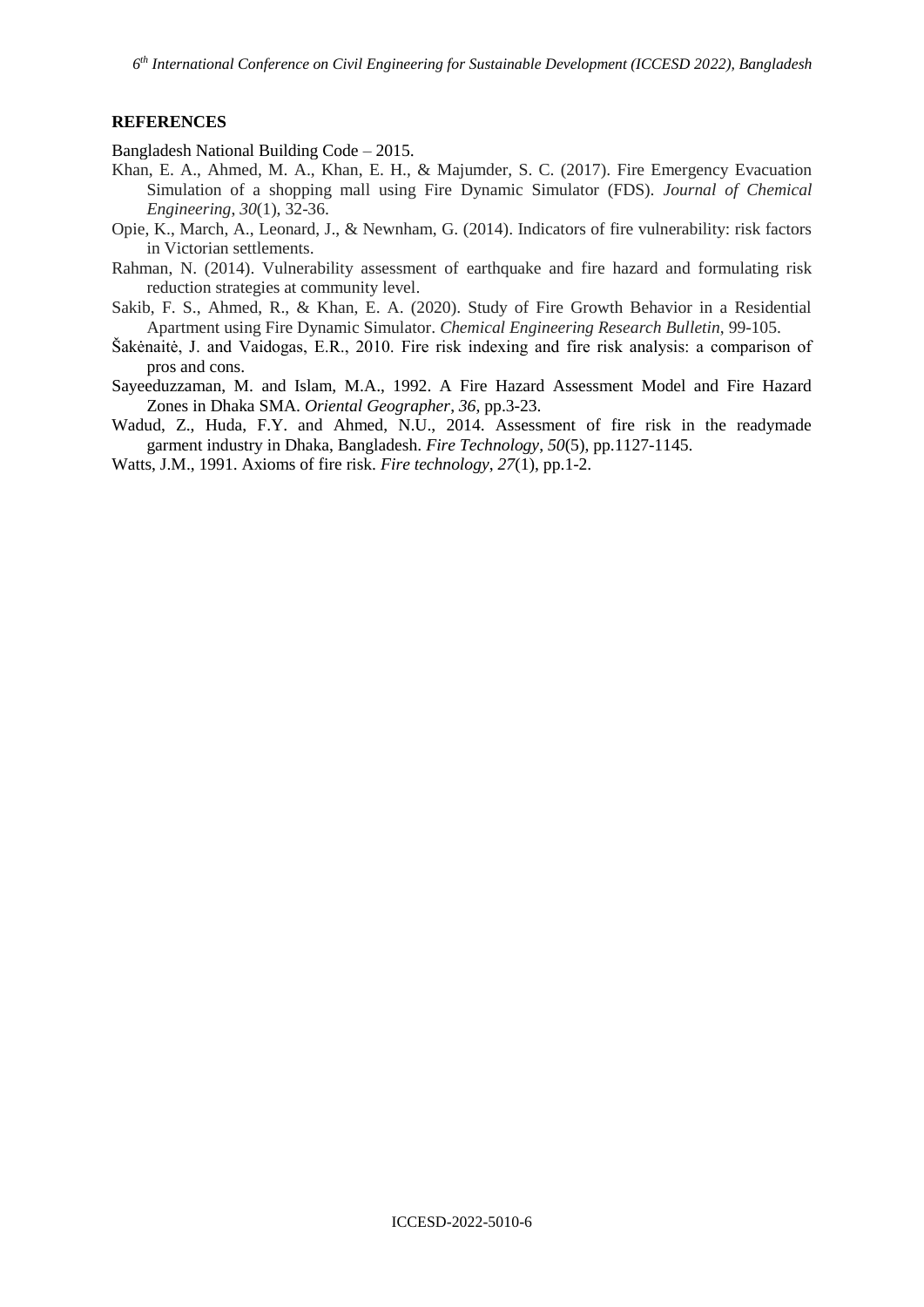## REFERENCES

Bangladesh National Building Code – 2015.

Khan, E. A., Ahmed, M. A., Khan, E. H., & Majumder, S. C. (2017). Fire Emergency Evacuation Simulation of a shopping mall using Fire Dynamic Simulator (FDS). *Journal of Chemical Engineering*, *30*(1), 32-36.

Opie, K., March, A., Leonard, J., & Newnham, G. (2014). Indicators of fire vulnerability: risk factors in Victorian settlements.

Rahman, N. (2014). Vulnerability assessment of earthquake and fire hazard and formulating risk reduction strategies at community level.

Sakib, F. S., Ahmed, R., & Khan, E. A. (2020). Study of Fire Growth Behavior in a Residential Apartment using Fire Dynamic Simulator. *Chemical Engineering Research Bulletin*, 99-105.

Šakėnaitė, J. and Vaidogas, E.R., 2010. Fire risk indexing and fire risk analysis: a comparison of pros and cons.

Sayeeduzzaman, M. and Islam, M.A., 1992. A Fire Hazard Assessment Model and Fire Hazard Zones in Dhaka SMA. *Oriental Geographer*, *36*, pp.3-23.

Wadud, Z., Huda, F.Y. and Ahmed, N.U., 2014. Assessment of fire risk in the readymade garment industry in Dhaka, Bangladesh. *Fire Technology*, *50*(5), pp.1127-1145.

Watts, J.M., 1991. Axioms of fire risk. *Fire technology*, *27*(1), pp.1-2.